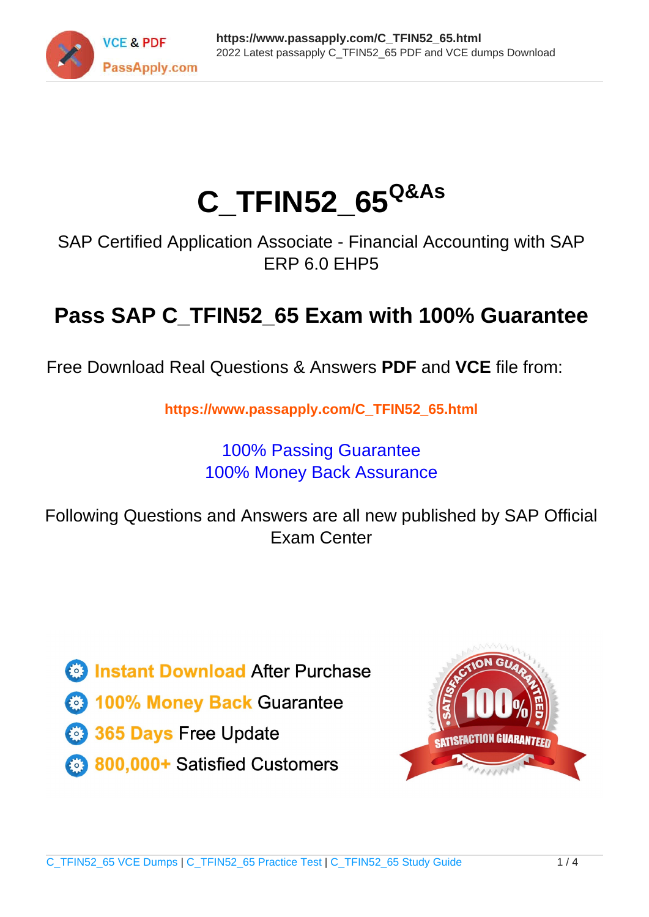# C_TFIN52_65 Q&As

SAP Certified Application Associate - Financial Accounting with SAP ERP 6.0 EHP5

## Pass SAP C_TFIN52_65 Exam with 100% Guarantee

Free Download Real Questions & Answers **PDF** and **VCE** file from:

**https://www.passapply.com/C_TFIN52_65.html**

100% Passing Guarantee
100% Money Back Assurance

Following Questions and Answers are all new published by SAP Official Exam Center

- **Instant Download** After Purchase
- **100% Money Back** Guarantee
- **365 Days** Free Update
- **800,000+** Satisfied Customers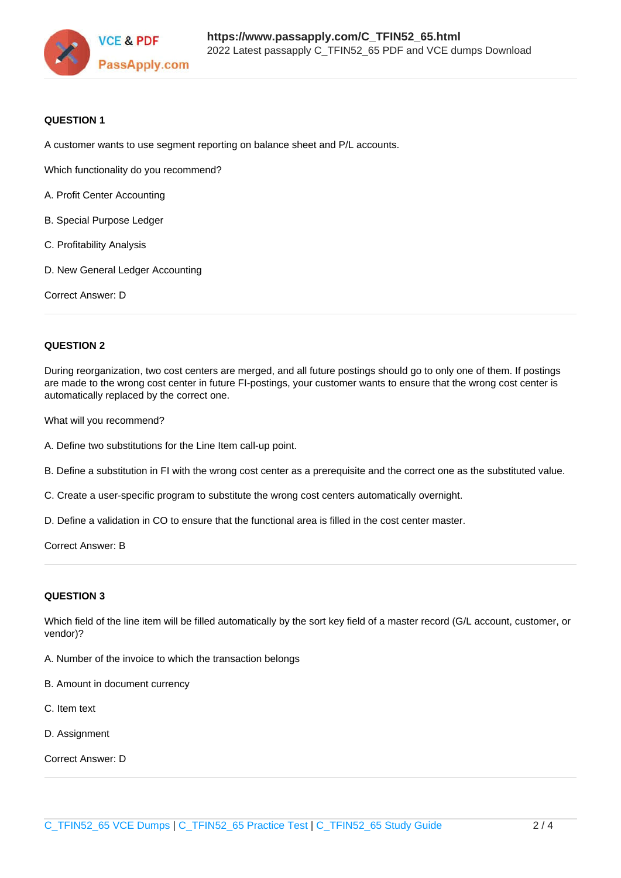**QUESTION 1**

A customer wants to use segment reporting on balance sheet and P/L accounts.

Which functionality do you recommend?

A. Profit Center Accounting

B. Special Purpose Ledger

C. Profitability Analysis

D. New General Ledger Accounting

Correct Answer: D

---

**QUESTION 2**

During reorganization, two cost centers are merged, and all future postings should go to only one of them. If postings are made to the wrong cost center in future FI-postings, your customer wants to ensure that the wrong cost center is automatically replaced by the correct one.

What will you recommend?

A. Define two substitutions for the Line Item call-up point.

B. Define a substitution in FI with the wrong cost center as a prerequisite and the correct one as the substituted value.

C. Create a user-specific program to substitute the wrong cost centers automatically overnight.

D. Define a validation in CO to ensure that the functional area is filled in the cost center master.

Correct Answer: B

---

**QUESTION 3**

Which field of the line item will be filled automatically by the sort key field of a master record (G/L account, customer, or vendor)?

A. Number of the invoice to which the transaction belongs

B. Amount in document currency

C. Item text

D. Assignment

Correct Answer: D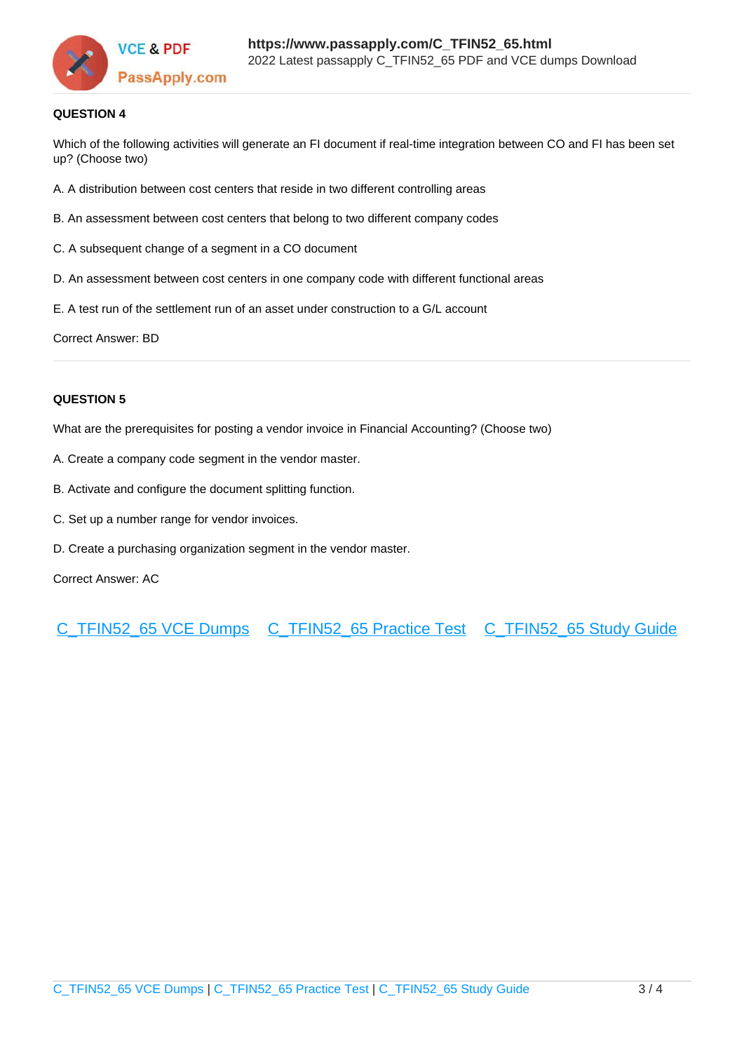**QUESTION 4**

Which of the following activities will generate an FI document if real-time integration between CO and FI has been set up? (Choose two)

A. A distribution between cost centers that reside in two different controlling areas

B. An assessment between cost centers that belong to two different company codes

C. A subsequent change of a segment in a CO document

D. An assessment between cost centers in one company code with different functional areas

E. A test run of the settlement run of an asset under construction to a G/L account

Correct Answer: BD

---

**QUESTION 5**

What are the prerequisites for posting a vendor invoice in Financial Accounting? (Choose two)

A. Create a company code segment in the vendor master.

B. Activate and configure the document splitting function.

C. Set up a number range for vendor invoices.

D. Create a purchasing organization segment in the vendor master.

Correct Answer: AC

C_TFIN52_65 VCE Dumps C_TFIN52_65 Practice Test C_TFIN52_65 Study Guide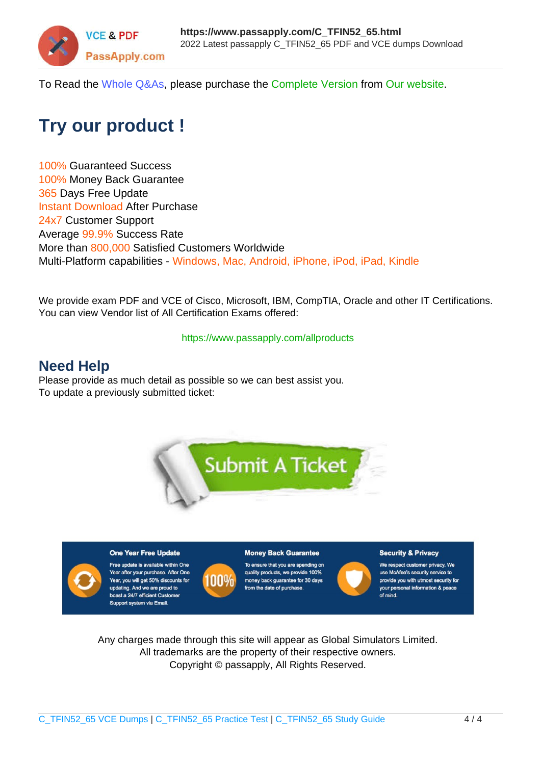To Read the Whole Q&As, please purchase the Complete Version from Our website.

# Try our product !

100% Guaranteed Success
100% Money Back Guarantee
365 Days Free Update
Instant Download After Purchase
24x7 Customer Support
Average 99.9% Success Rate
More than 800,000 Satisfied Customers Worldwide
Multi-Platform capabilities - Windows, Mac, Android, iPhone, iPod, iPad, Kindle

We provide exam PDF and VCE of Cisco, Microsoft, IBM, CompTIA, Oracle and other IT Certifications.
You can view Vendor list of All Certification Exams offered:

https://www.passapply.com/allproducts

## Need Help

Please provide as much detail as possible so we can best assist you.
To update a previously submitted ticket:

Submit A Ticket

**One Year Free Update**
Free update is available within One Year after your purchase. After One Year, you will get 50% discounts for updating. And we are proud to boast a 24/7 efficient Customer Support system via Email.

**Money Back Guarantee**
To ensure that you are spending on quality products, we provide 100% money back guarantee for 30 days from the date of purchase.

**Security & Privacy**
We respect customer privacy. We use McAfee's security service to provide you with utmost security for your personal information & peace of mind.

Any charges made through this site will appear as Global Simulators Limited.
All trademarks are the property of their respective owners.
Copyright © passapply, All Rights Reserved.